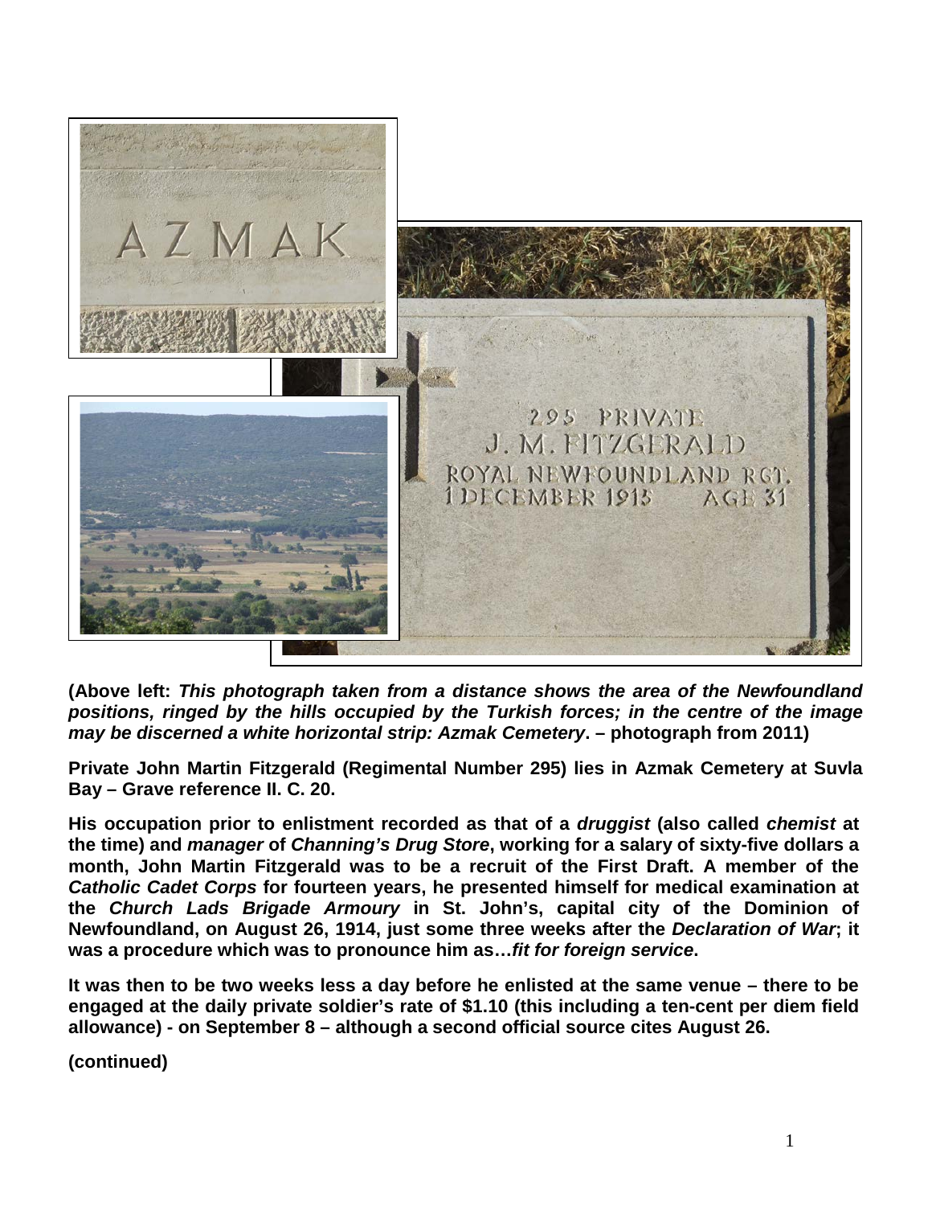**(Above left: *This photograph taken from a distance shows the area of the Newfoundland positions, ringed by the hills occupied by the Turkish forces; in the centre of the image may be discerned a white horizontal strip: Azmak Cemetery*. – photograph from 2011)**

**Private John Martin Fitzgerald (Regimental Number 295) lies in Azmak Cemetery at Suvla Bay – Grave reference II. C. 20.**

**His occupation prior to enlistment recorded as that of a *druggist* (also called *chemist* at the time) and *manager* of *Channing's Drug Store*, working for a salary of sixty-five dollars a month, John Martin Fitzgerald was to be a recruit of the First Draft. A member of the *Catholic Cadet Corps* for fourteen years, he presented himself for medical examination at the *Church Lads Brigade Armoury* in St. John's, capital city of the Dominion of Newfoundland, on August 26, 1914, just some three weeks after the *Declaration of War*; it was a procedure which was to pronounce him as…*fit for foreign service*.**

**It was then to be two weeks less a day before he enlisted at the same venue – there to be engaged at the daily private soldier's rate of $1.10 (this including a ten-cent per diem field allowance) - on September 8 – although a second official source cites August 26.**

**(continued)**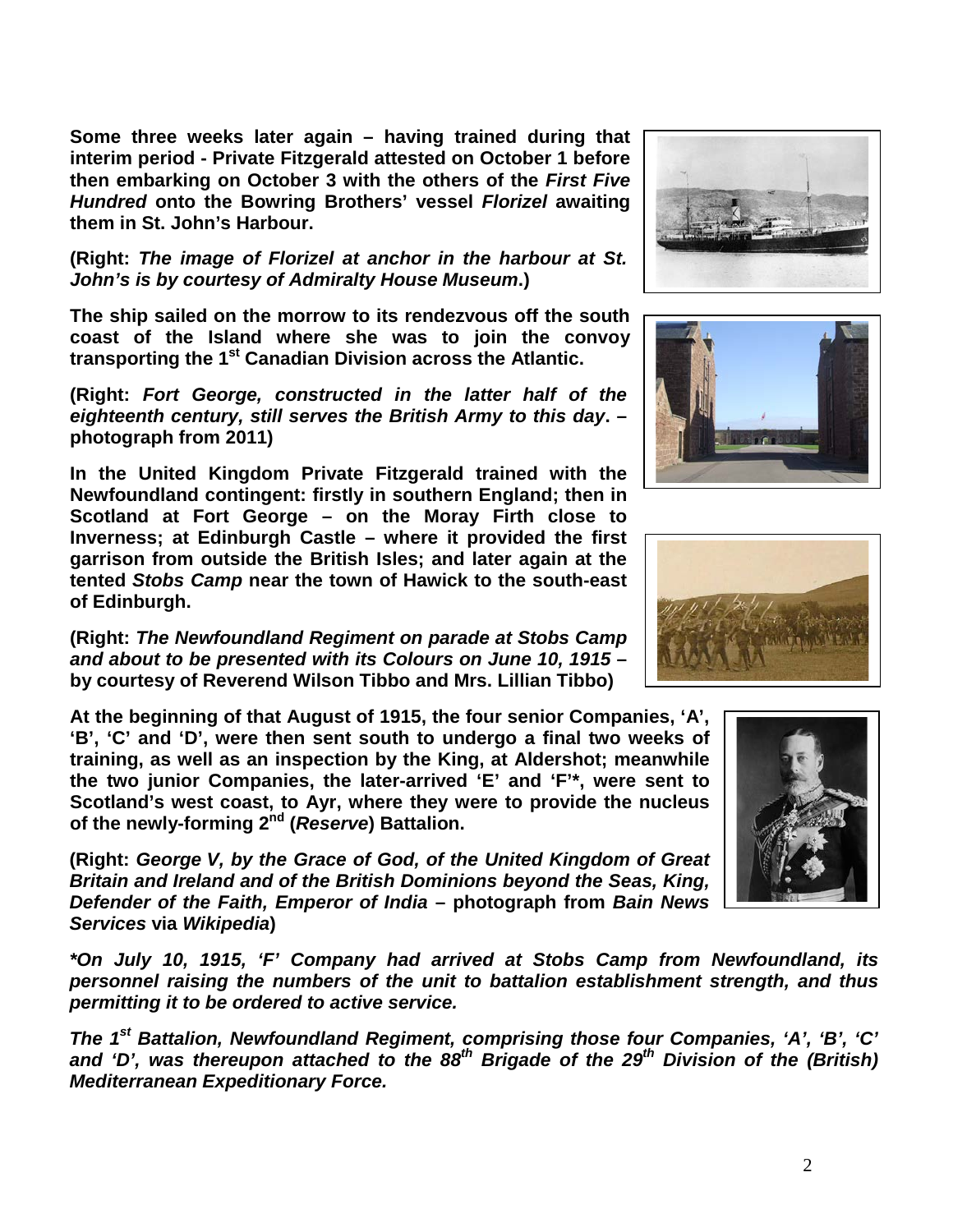**Some three weeks later again – having trained during that interim period - Private Fitzgerald attested on October 1 before then embarking on October 3 with the others of the *First Five Hundred* onto the Bowring Brothers' vessel *Florizel* awaiting them in St. John's Harbour.**

**(Right: *The image of Florizel at anchor in the harbour at St. John's is by courtesy of Admiralty House Museum*.)**

**The ship sailed on the morrow to its rendezvous off the south coast of the Island where she was to join the convoy transporting the 1st Canadian Division across the Atlantic.**

**(Right: *Fort George, constructed in the latter half of the eighteenth century, still serves the British Army to this day*. – photograph from 2011)**

**In the United Kingdom Private Fitzgerald trained with the Newfoundland contingent: firstly in southern England; then in Scotland at Fort George – on the Moray Firth close to Inverness; at Edinburgh Castle – where it provided the first garrison from outside the British Isles; and later again at the tented *Stobs Camp* near the town of Hawick to the south-east of Edinburgh.**

**(Right: *The Newfoundland Regiment on parade at Stobs Camp and about to be presented with its Colours on June 10, 1915* – by courtesy of Reverend Wilson Tibbo and Mrs. Lillian Tibbo)**

**At the beginning of that August of 1915, the four senior Companies, 'A', 'B', 'C' and 'D', were then sent south to undergo a final two weeks of training, as well as an inspection by the King, at Aldershot; meanwhile the two junior Companies, the later-arrived 'E' and 'F'*, were sent to Scotland's west coast, to Ayr, where they were to provide the nucleus of the newly-forming 2nd (*Reserve*) Battalion.**

**(Right: *George V, by the Grace of God, of the United Kingdom of Great Britain and Ireland and of the British Dominions beyond the Seas, King, Defender of the Faith, Emperor of India* – photograph from *Bain News Services* via *Wikipedia*)**

***\*On July 10, 1915, 'F' Company had arrived at Stobs Camp from Newfoundland, its personnel raising the numbers of the unit to battalion establishment strength, and thus permitting it to be ordered to active service.***

***The 1st Battalion, Newfoundland Regiment, comprising those four Companies, 'A', 'B', 'C' and 'D', was thereupon attached to the 88th Brigade of the 29th Division of the (British) Mediterranean Expeditionary Force.***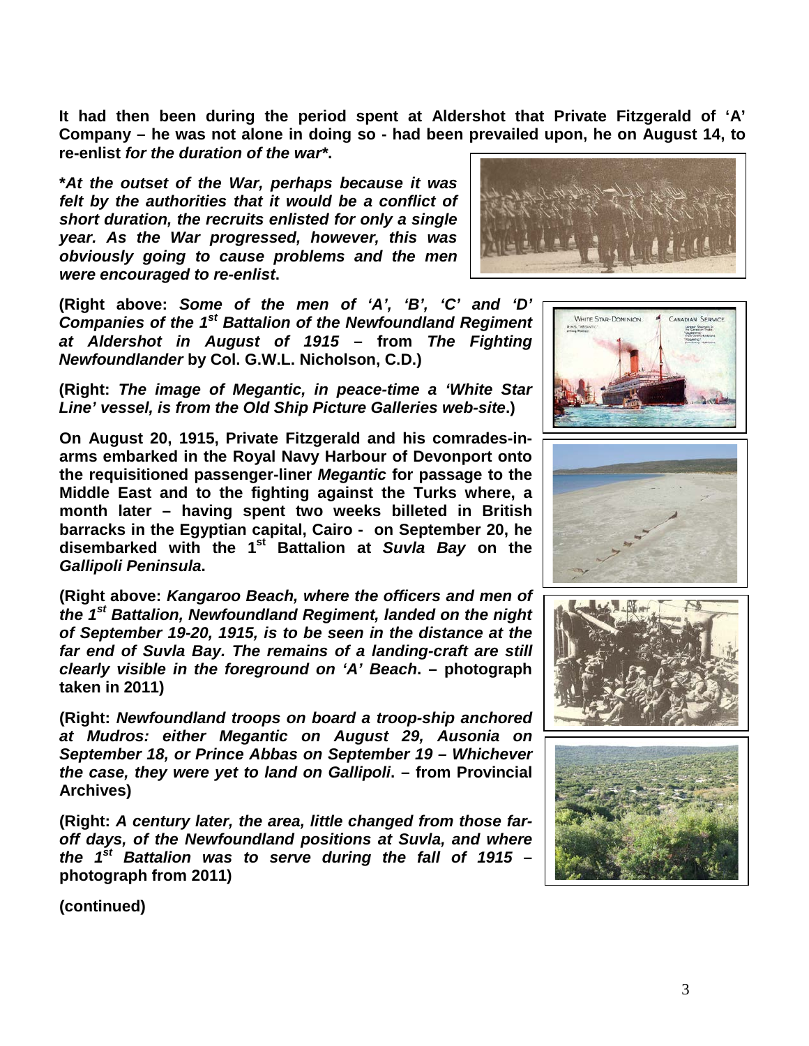**It had then been during the period spent at Aldershot that Private Fitzgerald of 'A' Company – he was not alone in doing so - had been prevailed upon, he on August 14, to re-enlist *for the duration of the war*\*.**

***\*At the outset of the War, perhaps because it was felt by the authorities that it would be a conflict of short duration, the recruits enlisted for only a single year. As the War progressed, however, this was obviously going to cause problems and the men were encouraged to re-enlist*.**

**(Right above: *Some of the men of 'A', 'B', 'C' and 'D' Companies of the 1st Battalion of the Newfoundland Regiment at Aldershot in August of 1915* – from *The Fighting Newfoundlander* by Col. G.W.L. Nicholson, C.D.)**

**(Right: *The image of Megantic, in peace-time a 'White Star Line' vessel, is from the Old Ship Picture Galleries web-site*.)**

**On August 20, 1915, Private Fitzgerald and his comrades-in-arms embarked in the Royal Navy Harbour of Devonport onto the requisitioned passenger-liner *Megantic* for passage to the Middle East and to the fighting against the Turks where, a month later – having spent two weeks billeted in British barracks in the Egyptian capital, Cairo - on September 20, he disembarked with the 1st Battalion at *Suvla Bay* on the *Gallipoli Peninsula*.**

**(Right above: *Kangaroo Beach, where the officers and men of the 1st Battalion, Newfoundland Regiment, landed on the night of September 19-20, 1915, is to be seen in the distance at the far end of Suvla Bay. The remains of a landing-craft are still clearly visible in the foreground on 'A' Beach*. – photograph taken in 2011)**

**(Right: *Newfoundland troops on board a troop-ship anchored at Mudros: either Megantic on August 29, Ausonia on September 18, or Prince Abbas on September 19 – Whichever the case, they were yet to land on Gallipoli*. – from Provincial Archives)**

**(Right: *A century later, the area, little changed from those far-off days, of the Newfoundland positions at Suvla, and where the 1st Battalion was to serve during the fall of 1915* – photograph from 2011)**

**(continued)**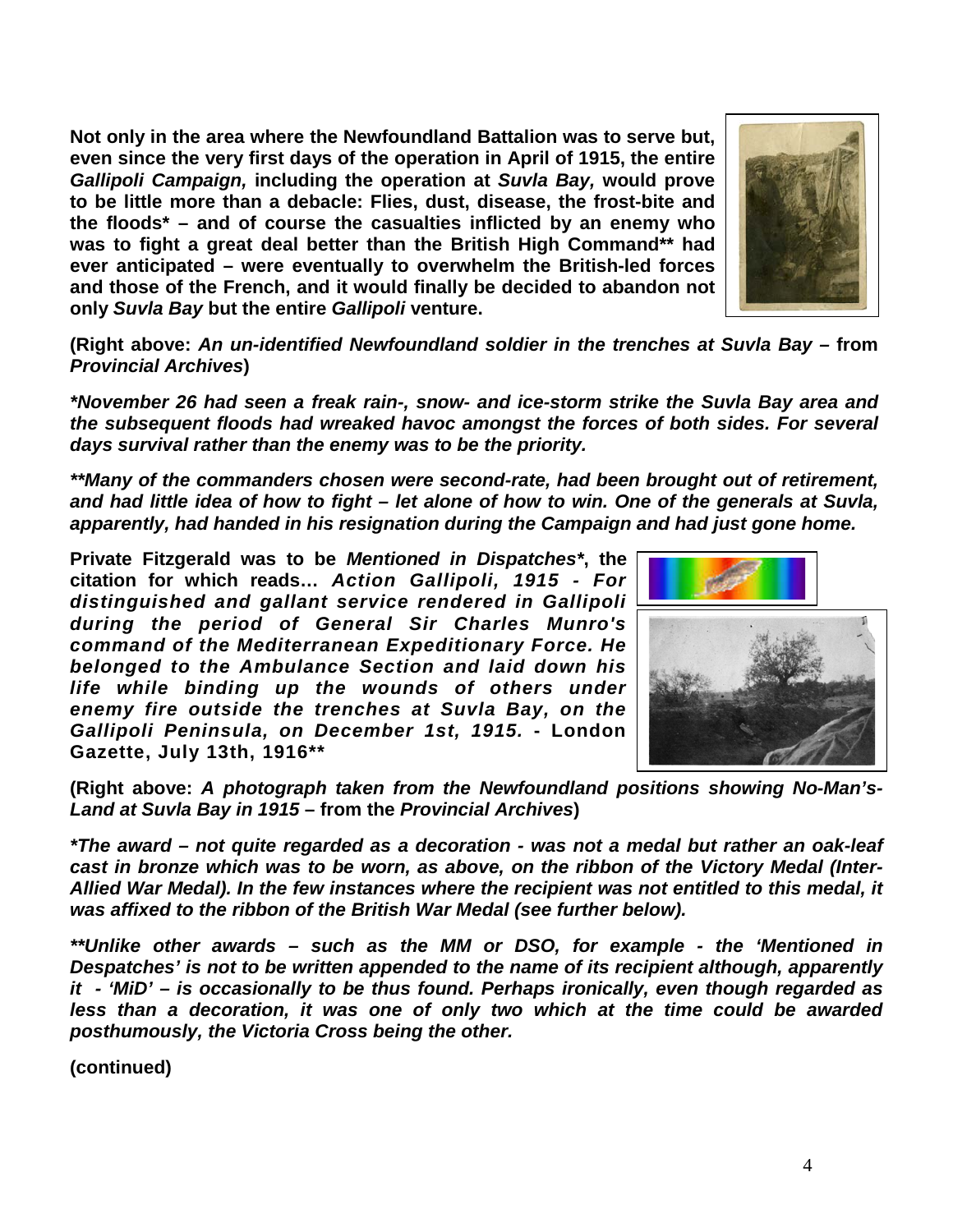**Not only in the area where the Newfoundland Battalion was to serve but, even since the very first days of the operation in April of 1915, the entire *Gallipoli Campaign,* including the operation at *Suvla Bay,* would prove to be little more than a debacle: Flies, dust, disease, the frost-bite and the floods* – and of course the casualties inflicted by an enemy who was to fight a great deal better than the British High Command** had ever anticipated – were eventually to overwhelm the British-led forces and those of the French, and it would finally be decided to abandon not only *Suvla Bay* but the entire *Gallipoli* venture.**

**(Right above: *An un-identified Newfoundland soldier in the trenches at Suvla Bay* – from *Provincial Archives*)**

***\*November 26 had seen a freak rain-, snow- and ice-storm strike the Suvla Bay area and the subsequent floods had wreaked havoc amongst the forces of both sides. For several days survival rather than the enemy was to be the priority.***

***\*\*Many of the commanders chosen were second-rate, had been brought out of retirement, and had little idea of how to fight – let alone of how to win. One of the generals at Suvla, apparently, had handed in his resignation during the Campaign and had just gone home.***

**Private Fitzgerald was to be *Mentioned in Dispatches*\*, the citation for which reads… *Action Gallipoli, 1915 - For distinguished and gallant service rendered in Gallipoli during the period of General Sir Charles Munro's command of the Mediterranean Expeditionary Force. He belonged to the Ambulance Section and laid down his life while binding up the wounds of others under enemy fire outside the trenches at Suvla Bay, on the Gallipoli Peninsula, on December 1st, 1915.* - London Gazette, July 13th, 1916\*\***

**(Right above: *A photograph taken from the Newfoundland positions showing No-Man's-Land at Suvla Bay in 1915* – from the *Provincial Archives*)**

***\*The award – not quite regarded as a decoration - was not a medal but rather an oak-leaf cast in bronze which was to be worn, as above, on the ribbon of the Victory Medal (Inter-Allied War Medal). In the few instances where the recipient was not entitled to this medal, it was affixed to the ribbon of the British War Medal (see further below).***

***\*\*Unlike other awards – such as the MM or DSO, for example - the 'Mentioned in Despatches' is not to be written appended to the name of its recipient although, apparently it - 'MiD' – is occasionally to be thus found. Perhaps ironically, even though regarded as less than a decoration, it was one of only two which at the time could be awarded posthumously, the Victoria Cross being the other.***

**(continued)**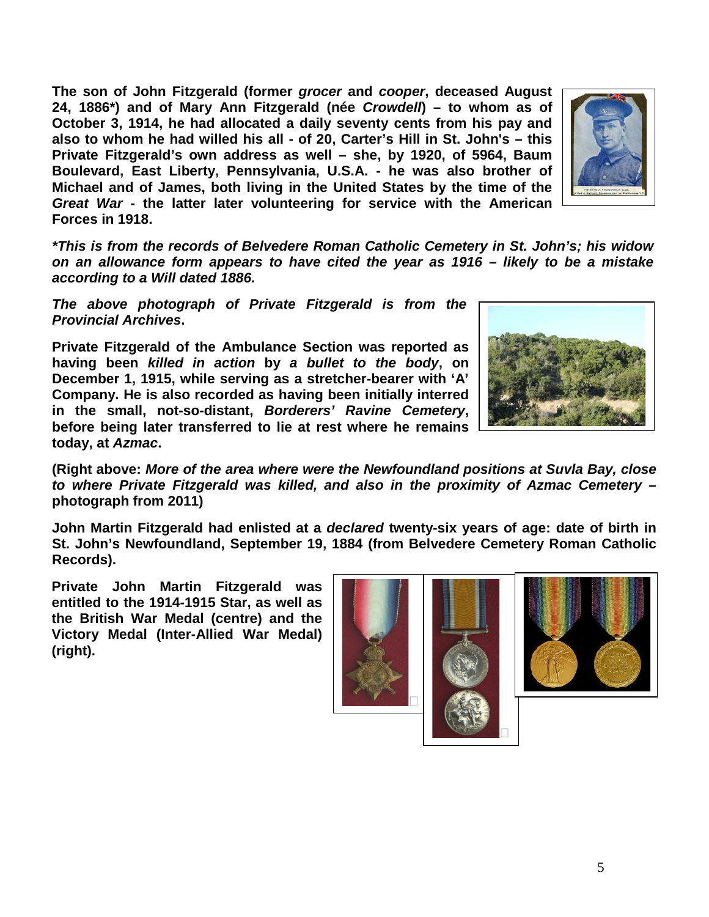**The son of John Fitzgerald (former *grocer* and *cooper*, deceased August 24, 1886*) and of Mary Ann Fitzgerald (née *Crowdell*) – to whom as of October 3, 1914, he had allocated a daily seventy cents from his pay and also to whom he had willed his all - of 20, Carter's Hill in St. John's – this Private Fitzgerald's own address as well – she, by 1920, of 5964, Baum Boulevard, East Liberty, Pennsylvania, U.S.A. - he was also brother of Michael and of James, both living in the United States by the time of the *Great War* - the latter later volunteering for service with the American Forces in 1918.**

***This is from the records of Belvedere Roman Catholic Cemetery in St. John's; his widow on an allowance form appears to have cited the year as 1916 – likely to be a mistake according to a Will dated 1886.***

***The above photograph of Private Fitzgerald is from the Provincial Archives*.**

**Private Fitzgerald of the Ambulance Section was reported as having been *killed in action* by *a bullet to the body*, on December 1, 1915, while serving as a stretcher-bearer with 'A' Company. He is also recorded as having been initially interred in the small, not-so-distant, *Borderers' Ravine Cemetery*, before being later transferred to lie at rest where he remains today, at *Azmac*.**

**(Right above: *More of the area where were the Newfoundland positions at Suvla Bay, close to where Private Fitzgerald was killed, and also in the proximity of Azmac Cemetery* – photograph from 2011)**

**John Martin Fitzgerald had enlisted at a *declared* twenty-six years of age: date of birth in St. John's Newfoundland, September 19, 1884 (from Belvedere Cemetery Roman Catholic Records).**

**Private John Martin Fitzgerald was entitled to the 1914-1915 Star, as well as the British War Medal (centre) and the Victory Medal (Inter-Allied War Medal) (right).**